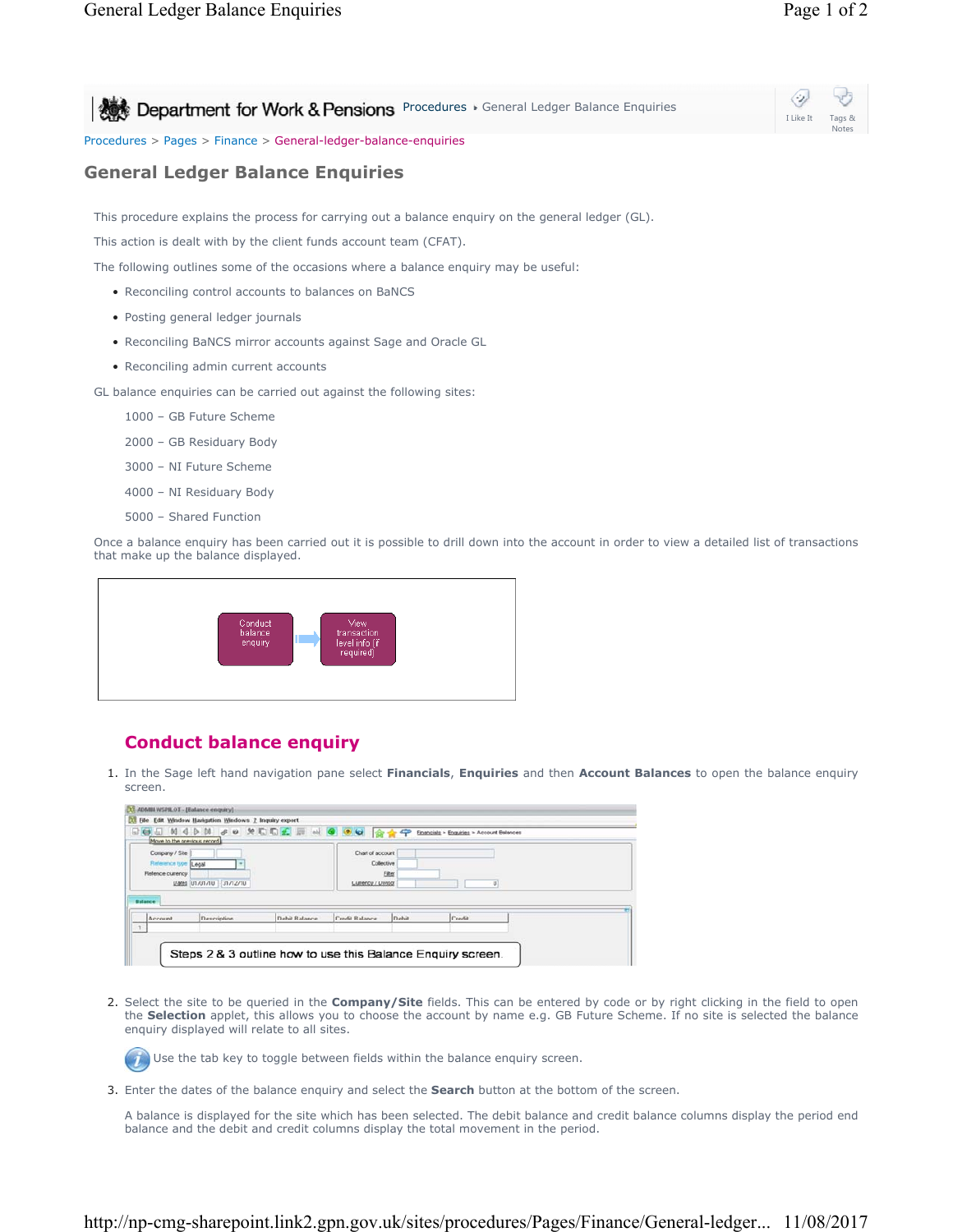Department for Work & Pensions Procedures ▸ General Ledger Balance Enquiries

Procedures > Pages > Finance > General-ledger-balance-enquiries

# General Ledger Balance Enquiries

This procedure explains the process for carrying out a balance enquiry on the general ledger (GL).

This action is dealt with by the client funds account team (CFAT).

The following outlines some of the occasions where a balance enquiry may be useful:

- Reconciling control accounts to balances on BaNCS
- Posting general ledger journals
- Reconciling BaNCS mirror accounts against Sage and Oracle GL
- Reconciling admin current accounts

GL balance enquiries can be carried out against the following sites:

1000 – GB Future Scheme

2000 – GB Residuary Body

3000 – NI Future Scheme

4000 – NI Residuary Body

5000 – Shared Function

Once a balance enquiry has been carried out it is possible to drill down into the account in order to view a detailed list of transactions that make up the balance displayed.

Conduct balance enquiry → View transaction level info (if required)

## Conduct balance enquiry

1. In the Sage left hand navigation pane select **Financials**, **Enquiries** and then **Account Balances** to open the balance enquiry screen.

   Steps 2 & 3 outline how to use this Balance Enquiry screen.

2. Select the site to be queried in the **Company/Site** fields. This can be entered by code or by right clicking in the field to open the **Selection** applet, this allows you to choose the account by name e.g. GB Future Scheme. If no site is selected the balance enquiry displayed will relate to all sites.

   Use the tab key to toggle between fields within the balance enquiry screen.

3. Enter the dates of the balance enquiry and select the **Search** button at the bottom of the screen.

   A balance is displayed for the site which has been selected. The debit balance and credit balance columns display the period end balance and the debit and credit columns display the total movement in the period.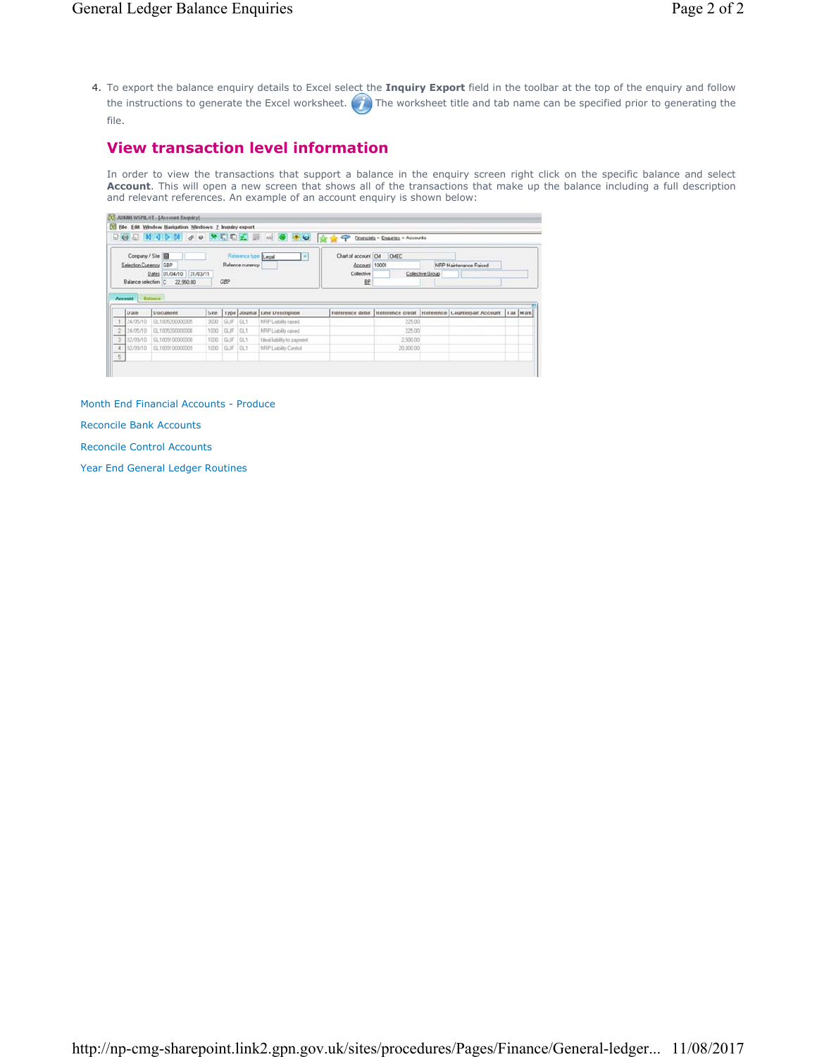4. To export the balance enquiry details to Excel select the **Inquiry Export** field in the toolbar at the top of the enquiry and follow the instructions to generate the Excel worksheet. The worksheet title and tab name can be specified prior to generating the file.

## View transaction level information

In order to view the transactions that support a balance in the enquiry screen right click on the specific balance and select **Account**. This will open a new screen that shows all of the transactions that make up the balance including a full description and relevant references. An example of an account enquiry is shown below:

Month End Financial Accounts - Produce

Reconcile Bank Accounts

Reconcile Control Accounts

Year End General Ledger Routines